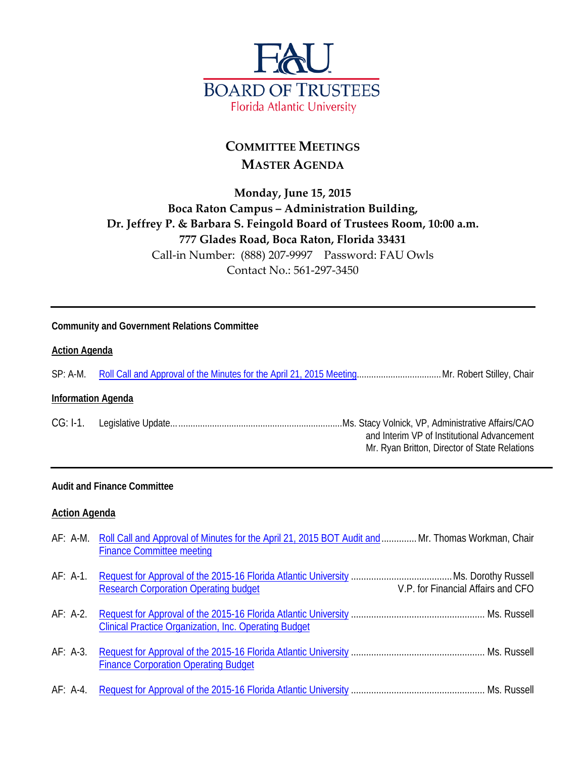# FAU BOARD OF TRUSTEES
Florida Atlantic University

## COMMITTEE MEETINGS
## MASTER AGENDA

**Monday, June 15, 2015**
**Boca Raton Campus – Administration Building,**
**Dr. Jeffrey P. & Barbara S. Feingold Board of Trustees Room, 10:00 a.m.**
**777 Glades Road, Boca Raton, Florida 33431**
Call-in Number: (888) 207-9997 Password: FAU Owls
Contact No.: 561-297-3450

---

**Community and Government Relations Committee**

**Action Agenda**

SP: A-M. Roll Call and Approval of the Minutes for the April 21, 2015 Meeting.................................. Mr. Robert Stilley, Chair

**Information Agenda**

CG: I-1. Legislative Update…................................................................... Ms. Stacy Volnick, VP, Administrative Affairs/CAO and Interim VP of Institutional Advancement
Mr. Ryan Britton, Director of State Relations

---

**Audit and Finance Committee**

**Action Agenda**

AF: A-M. Roll Call and Approval of Minutes for the April 21, 2015 BOT Audit and Finance Committee meeting ............. Mr. Thomas Workman, Chair

AF: A-1. Request for Approval of the 2015-16 Florida Atlantic University Research Corporation Operating budget ........................................ Ms. Dorothy Russell
V.P. for Financial Affairs and CFO

AF: A-2. Request for Approval of the 2015-16 Florida Atlantic University Clinical Practice Organization, Inc. Operating Budget .................................................... Ms. Russell

AF: A-3. Request for Approval of the 2015-16 Florida Atlantic University Finance Corporation Operating Budget .................................................... Ms. Russell

AF: A-4. Request for Approval of the 2015-16 Florida Atlantic University .................................................... Ms. Russell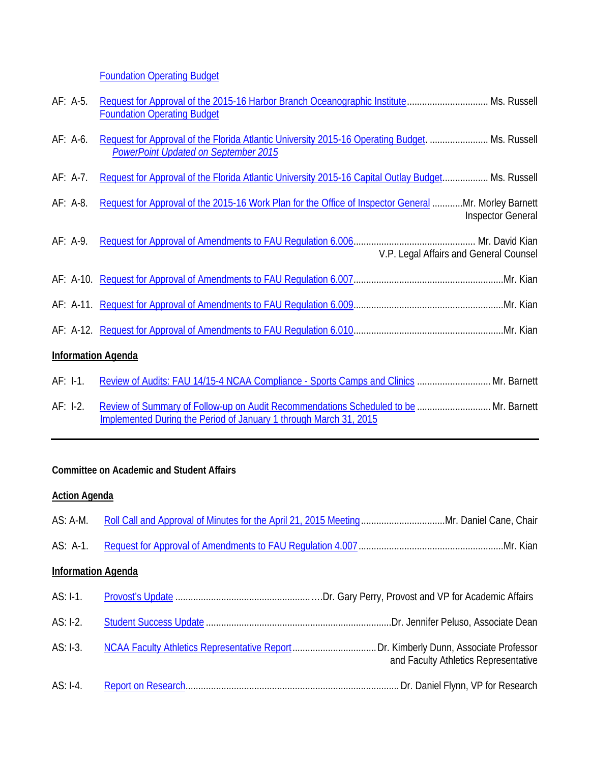Foundation Operating Budget

AF: A-5. Request for Approval of the 2015-16 Harbor Branch Oceanographic Institute Foundation Operating Budget ................................ Ms. Russell

AF: A-6. Request for Approval of the Florida Atlantic University 2015-16 Operating Budget. ....................... Ms. Russell
*PowerPoint Updated on September 2015*

AF: A-7. Request for Approval of the Florida Atlantic University 2015-16 Capital Outlay Budget.................. Ms. Russell

AF: A-8. Request for Approval of the 2015-16 Work Plan for the Office of Inspector General ............Mr. Morley Barnett
Inspector General

AF: A-9. Request for Approval of Amendments to FAU Regulation 6.006............................................... Mr. David Kian
V.P. Legal Affairs and General Counsel

AF: A-10. Request for Approval of Amendments to FAU Regulation 6.007..........................................................Mr. Kian

AF: A-11. Request for Approval of Amendments to FAU Regulation 6.009..........................................................Mr. Kian

AF: A-12. Request for Approval of Amendments to FAU Regulation 6.010..........................................................Mr. Kian

**Information Agenda**

AF: I-1. Review of Audits: FAU 14/15-4 NCAA Compliance - Sports Camps and Clinics ............................. Mr. Barnett

AF: I-2. Review of Summary of Follow-up on Audit Recommendations Scheduled to be Implemented During the Period of January 1 through March 31, 2015 ............................. Mr. Barnett

---

**Committee on Academic and Student Affairs**

**Action Agenda**

AS: A-M. Roll Call and Approval of Minutes for the April 21, 2015 Meeting.................................Mr. Daniel Cane, Chair

AS: A-1. Request for Approval of Amendments to FAU Regulation 4.007........................................................Mr. Kian

**Information Agenda**

AS: I-1. Provost's Update .......................................................Dr. Gary Perry, Provost and VP for Academic Affairs

AS: I-2. Student Success Update ........................................................................Dr. Jennifer Peluso, Associate Dean

AS: I-3. NCAA Faculty Athletics Representative Report................................Dr. Kimberly Dunn, Associate Professor and Faculty Athletics Representative

AS: I-4. Report on Research.................................................................................Dr. Daniel Flynn, VP for Research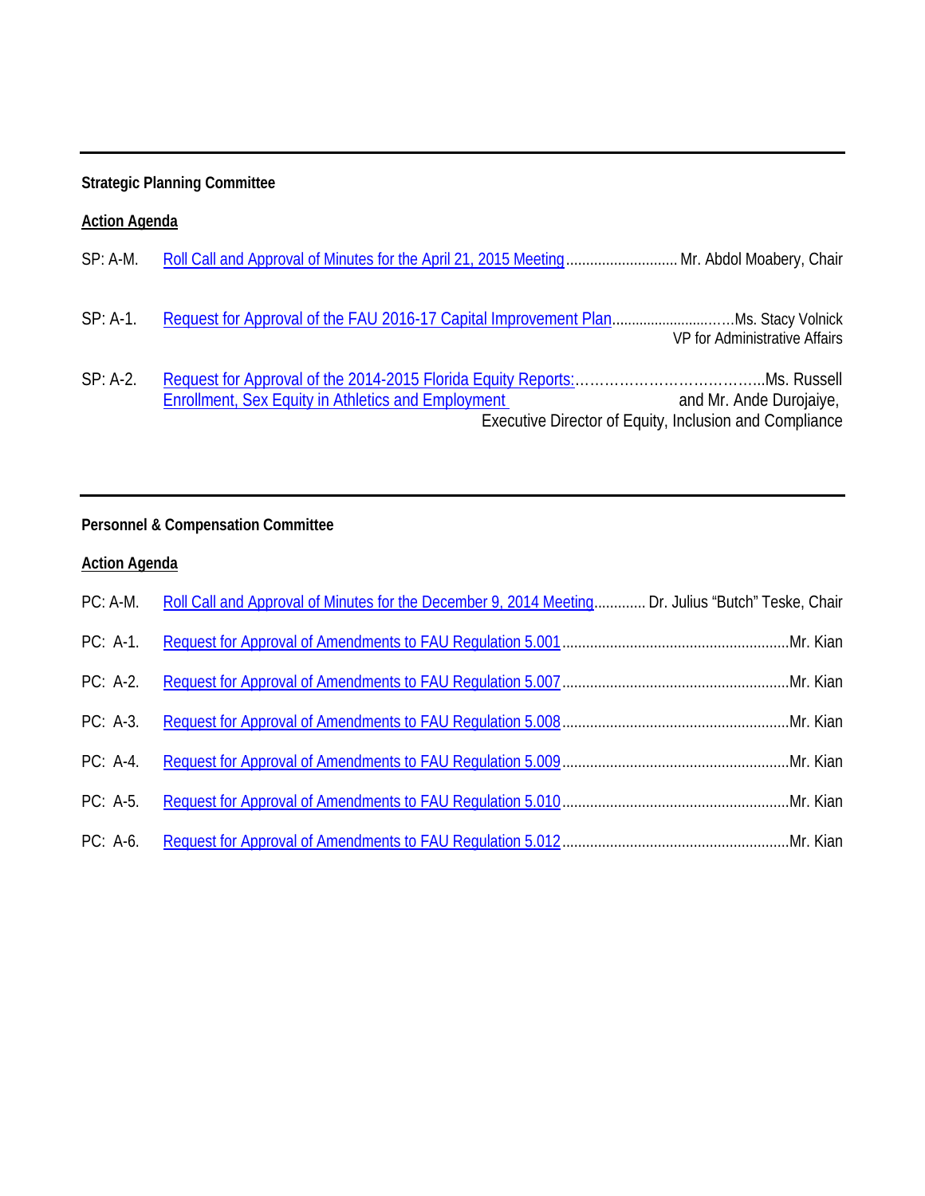---

**Strategic Planning Committee**

**Action Agenda**

SP: A-M. Roll Call and Approval of Minutes for the April 21, 2015 Meeting............................ Mr. Abdol Moabery, Chair

SP: A-1. Request for Approval of the FAU 2016-17 Capital Improvement Plan..............................Ms. Stacy Volnick
VP for Administrative Affairs

SP: A-2. Request for Approval of the 2014-2015 Florida Equity Reports: Enrollment, Sex Equity in Athletics and Employment ……………………………….....Ms. Russell and Mr. Ande Durojaiye,
Executive Director of Equity, Inclusion and Compliance

---

**Personnel & Compensation Committee**

**Action Agenda**

PC: A-M. Roll Call and Approval of Minutes for the December 9, 2014 Meeting............. Dr. Julius "Butch" Teske, Chair

PC: A-1. Request for Approval of Amendments to FAU Regulation 5.001........................................................Mr. Kian

PC: A-2. Request for Approval of Amendments to FAU Regulation 5.007........................................................Mr. Kian

PC: A-3. Request for Approval of Amendments to FAU Regulation 5.008........................................................Mr. Kian

PC: A-4. Request for Approval of Amendments to FAU Regulation 5.009........................................................Mr. Kian

PC: A-5. Request for Approval of Amendments to FAU Regulation 5.010........................................................Mr. Kian

PC: A-6. Request for Approval of Amendments to FAU Regulation 5.012........................................................Mr. Kian